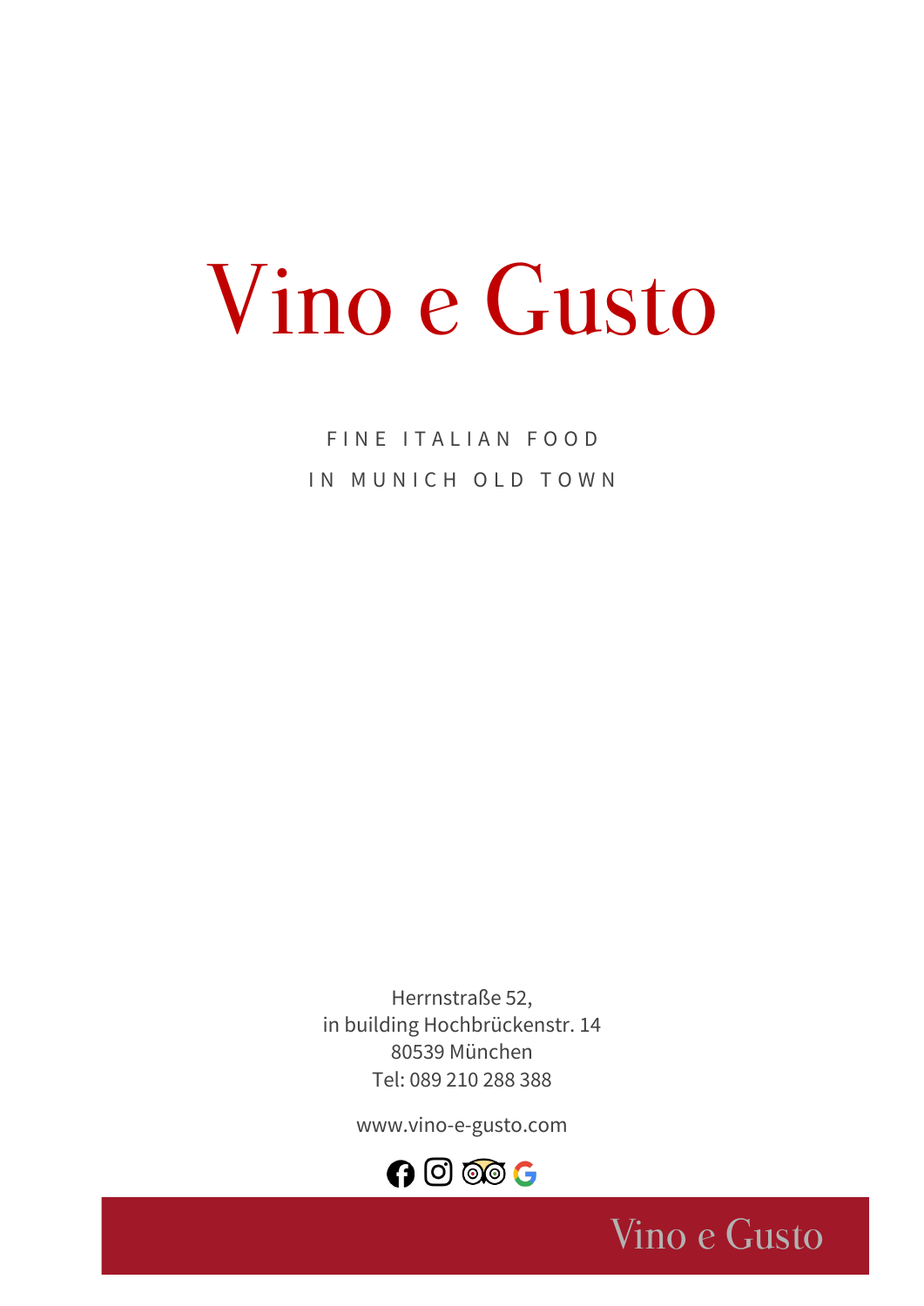# Vino e Gusto

FINE ITALIAN FOOD

IN MUNICH OLD TOWN

Herrnstraße 52,
in building Hochbrückenstr. 14
80539 München
Tel: 089 210 288 388

www.vino-e-gusto.com

Vino e Gusto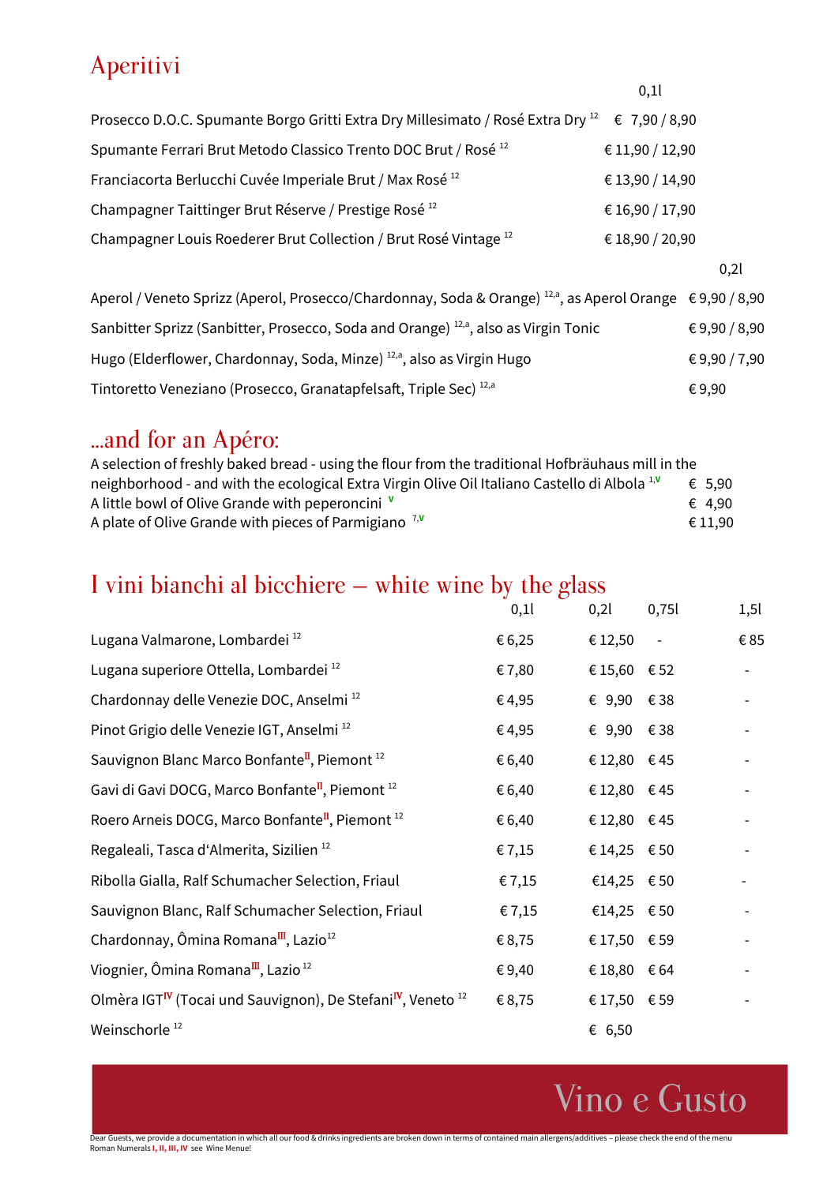# Aperitivi

| | 0,1l |
|---|---|
| Prosecco D.O.C. Spumante Borgo Gritti Extra Dry Millesimato / Rosé Extra Dry [12] | € 7,90 / 8,90 |
| Spumante Ferrari Brut Metodo Classico Trento DOC Brut / Rosé [12] | € 11,90 / 12,90 |
| Franciacorta Berlucchi Cuvée Imperiale Brut / Max Rosé [12] | € 13,90 / 14,90 |
| Champagner Taittinger Brut Réserve / Prestige Rosé [12] | € 16,90 / 17,90 |
| Champagner Louis Roederer Brut Collection / Brut Rosé Vintage [12] | € 18,90 / 20,90 |

| | 0,2l |
|---|---|
| Aperol / Veneto Sprizz (Aperol, Prosecco/Chardonnay, Soda & Orange) [12,a], as Aperol Orange | € 9,90 / 8,90 |
| Sanbitter Sprizz (Sanbitter, Prosecco, Soda and Orange) [12,a], also as Virgin Tonic | € 9,90 / 8,90 |
| Hugo (Elderflower, Chardonnay, Soda, Minze) [12,a], also as Virgin Hugo | € 9,90 / 7,90 |
| Tintoretto Veneziano (Prosecco, Granatapfelsaft, Triple Sec) [12,a] | € 9,90 |

# ...and for an Apéro:

| | |
|---|---|
| A selection of freshly baked bread - using the flour from the traditional Hofbräuhaus mill in the neighborhood - and with the ecological Extra Virgin Olive Oil Italiano Castello di Albola [1,V] | € 5,90 |
| A little bowl of Olive Grande with peperoncini [V] | € 4,90 |
| A plate of Olive Grande with pieces of Parmigiano [7,V] | € 11,90 |

# I vini bianchi al bicchiere – white wine by the glass

| | 0,1l | 0,2l | 0,75l | 1,5l |
|---|---|---|---|---|
| Lugana Valmarone, Lombardei [12] | € 6,25 | € 12,50 | - | € 85 |
| Lugana superiore Ottella, Lombardei [12] | € 7,80 | € 15,60 | € 52 | - |
| Chardonnay delle Venezie DOC, Anselmi [12] | € 4,95 | € 9,90 | € 38 | - |
| Pinot Grigio delle Venezie IGT, Anselmi [12] | € 4,95 | € 9,90 | € 38 | - |
| Sauvignon Blanc Marco Bonfante[II], Piemont [12] | € 6,40 | € 12,80 | € 45 | - |
| Gavi di Gavi DOCG, Marco Bonfante[II], Piemont [12] | € 6,40 | € 12,80 | € 45 | - |
| Roero Arneis DOCG, Marco Bonfante[II], Piemont [12] | € 6,40 | € 12,80 | € 45 | - |
| Regaleali, Tasca d'Almerita, Sizilien [12] | € 7,15 | € 14,25 | € 50 | - |
| Ribolla Gialla, Ralf Schumacher Selection, Friaul | € 7,15 | €14,25 | € 50 | - |
| Sauvignon Blanc, Ralf Schumacher Selection, Friaul | € 7,15 | €14,25 | € 50 | - |
| Chardonnay, Ômina Romana[III], Lazio[12] | € 8,75 | € 17,50 | € 59 | - |
| Viognier, Ômina Romana[III], Lazio [12] | € 9,40 | € 18,80 | € 64 | - |
| Olmèra IGT[IV] (Tocai und Sauvignon), De Stefani[IV], Veneto [12] | € 8,75 | € 17,50 | € 59 | - |
| Weinschorle [12] | | € 6,50 | | |

Vino e Gusto

Dear Guests, we provide a documentation in which all our food & drinks ingredients are broken down in terms of contained main allergens/additives – please check the end of the menu
Roman Numerals I, II, III, IV see Wine Menue!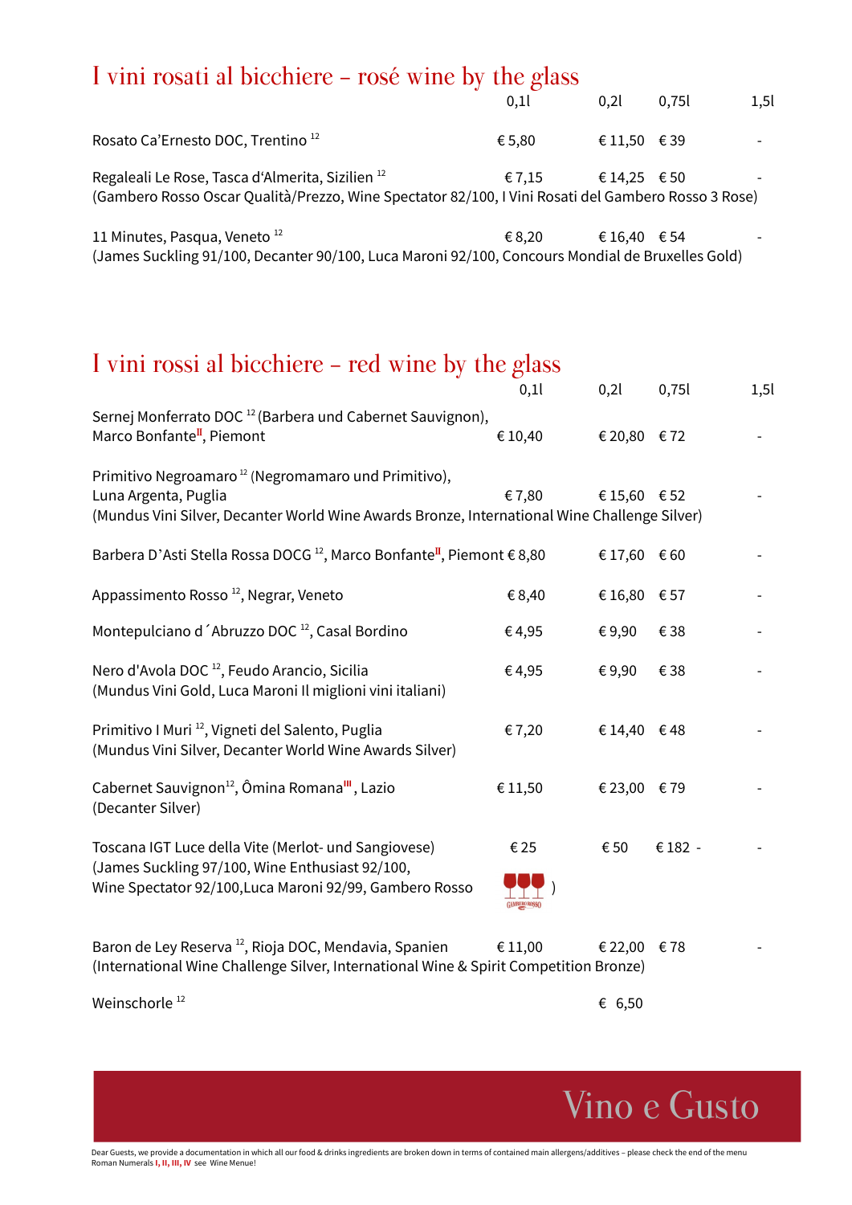## I vini rosati al bicchiere – rosé wine by the glass

| | 0,1l | 0,2l | 0,75l | 1,5l |
|---|---|---|---|---|
| Rosato Ca'Ernesto DOC, Trentino [12] | € 5,80 | € 11,50 | € 39 | - |
| Regaleali Le Rose, Tasca d'Almerita, Sizilien [12] (Gambero Rosso Oscar Qualità/Prezzo, Wine Spectator 82/100, I Vini Rosati del Gambero Rosso 3 Rose) | € 7,15 | € 14,25 | € 50 | - |
| 11 Minutes, Pasqua, Veneto [12] (James Suckling 91/100, Decanter 90/100, Luca Maroni 92/100, Concours Mondial de Bruxelles Gold) | € 8,20 | € 16,40 | € 54 | - |

## I vini rossi al bicchiere – red wine by the glass

| | 0,1l | 0,2l | 0,75l | 1,5l |
|---|---|---|---|---|
| Sernej Monferrato DOC [12] (Barbera und Cabernet Sauvignon), Marco Bonfante[II], Piemont | € 10,40 | € 20,80 | € 72 | - |
| Primitivo Negroamaro [12] (Negromamaro und Primitivo), Luna Argenta, Puglia (Mundus Vini Silver, Decanter World Wine Awards Bronze, International Wine Challenge Silver) | € 7,80 | € 15,60 | € 52 | - |
| Barbera D'Asti Stella Rossa DOCG [12], Marco Bonfante[II], Piemont | € 8,80 | € 17,60 | € 60 | - |
| Appassimento Rosso [12], Negrar, Veneto | € 8,40 | € 16,80 | € 57 | - |
| Montepulciano d´Abruzzo DOC [12], Casal Bordino | € 4,95 | € 9,90 | € 38 | - |
| Nero d'Avola DOC [12], Feudo Arancio, Sicilia (Mundus Vini Gold, Luca Maroni Il miglioni vini italiani) | € 4,95 | € 9,90 | € 38 | - |
| Primitivo I Muri [12], Vigneti del Salento, Puglia (Mundus Vini Silver, Decanter World Wine Awards Silver) | € 7,20 | € 14,40 | € 48 | - |
| Cabernet Sauvignon[12], Ômina Romana[III], Lazio (Decanter Silver) | € 11,50 | € 23,00 | € 79 | - |
| Toscana IGT Luce della Vite (Merlot- und Sangiovese) (James Suckling 97/100, Wine Enthusiast 92/100, Wine Spectator 92/100,Luca Maroni 92/99, Gambero Rosso ) | € 25 | € 50 | € 182 - | - |
| Baron de Ley Reserva [12], Rioja DOC, Mendavia, Spanien (International Wine Challenge Silver, International Wine & Spirit Competition Bronze) | € 11,00 | € 22,00 | € 78 | - |
| Weinschorle [12] | | € 6,50 | | |

Vino e Gusto

Dear Guests, we provide a documentation in which all our food & drinks ingredients are broken down in terms of contained main allergens/additives – please check the end of the menu
Roman Numerals I, II, III, IV see Wine Menue!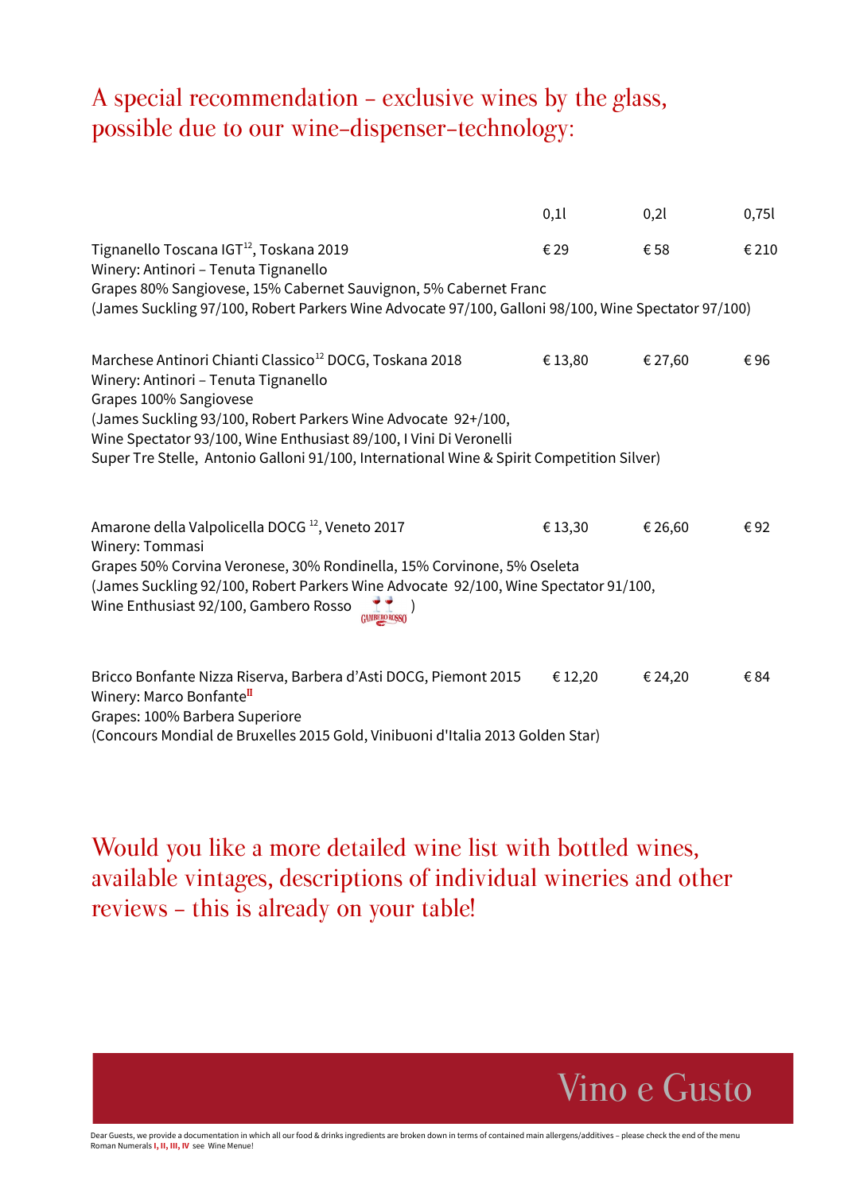## A special recommendation – exclusive wines by the glass, possible due to our wine-dispenser-technology:

| | 0,1l | 0,2l | 0,75l |
|---|---|---|---|
| Tignanello Toscana IGT[12], Toskana 2019<br>Winery: Antinori – Tenuta Tignanello<br>Grapes 80% Sangiovese, 15% Cabernet Sauvignon, 5% Cabernet Franc<br>(James Suckling 97/100, Robert Parkers Wine Advocate 97/100, Galloni 98/100, Wine Spectator 97/100) | € 29 | € 58 | € 210 |
| Marchese Antinori Chianti Classico[12] DOCG, Toskana 2018<br>Winery: Antinori – Tenuta Tignanello<br>Grapes 100% Sangiovese<br>(James Suckling 93/100, Robert Parkers Wine Advocate 92+/100, Wine Spectator 93/100, Wine Enthusiast 89/100, I Vini Di Veronelli Super Tre Stelle, Antonio Galloni 91/100, International Wine & Spirit Competition Silver) | € 13,80 | € 27,60 | € 96 |
| Amarone della Valpolicella DOCG [12], Veneto 2017<br>Winery: Tommasi<br>Grapes 50% Corvina Veronese, 30% Rondinella, 15% Corvinone, 5% Oseleta<br>(James Suckling 92/100, Robert Parkers Wine Advocate 92/100, Wine Spectator 91/100, Wine Enthusiast 92/100, Gambero Rosso ) | € 13,30 | € 26,60 | € 92 |
| Bricco Bonfante Nizza Riserva, Barbera d'Asti DOCG, Piemont 2015<br>Winery: Marco Bonfante[II]<br>Grapes: 100% Barbera Superiore<br>(Concours Mondial de Bruxelles 2015 Gold, Vinibuoni d'Italia 2013 Golden Star) | € 12,20 | € 24,20 | € 84 |

## Would you like a more detailed wine list with bottled wines, available vintages, descriptions of individual wineries and other reviews – this is already on your table!

Vino e Gusto

Dear Guests, we provide a documentation in which all our food & drinks ingredients are broken down in terms of contained main allergens/additives – please check the end of the menu
Roman Numerals I, II, III, IV see Wine Menue!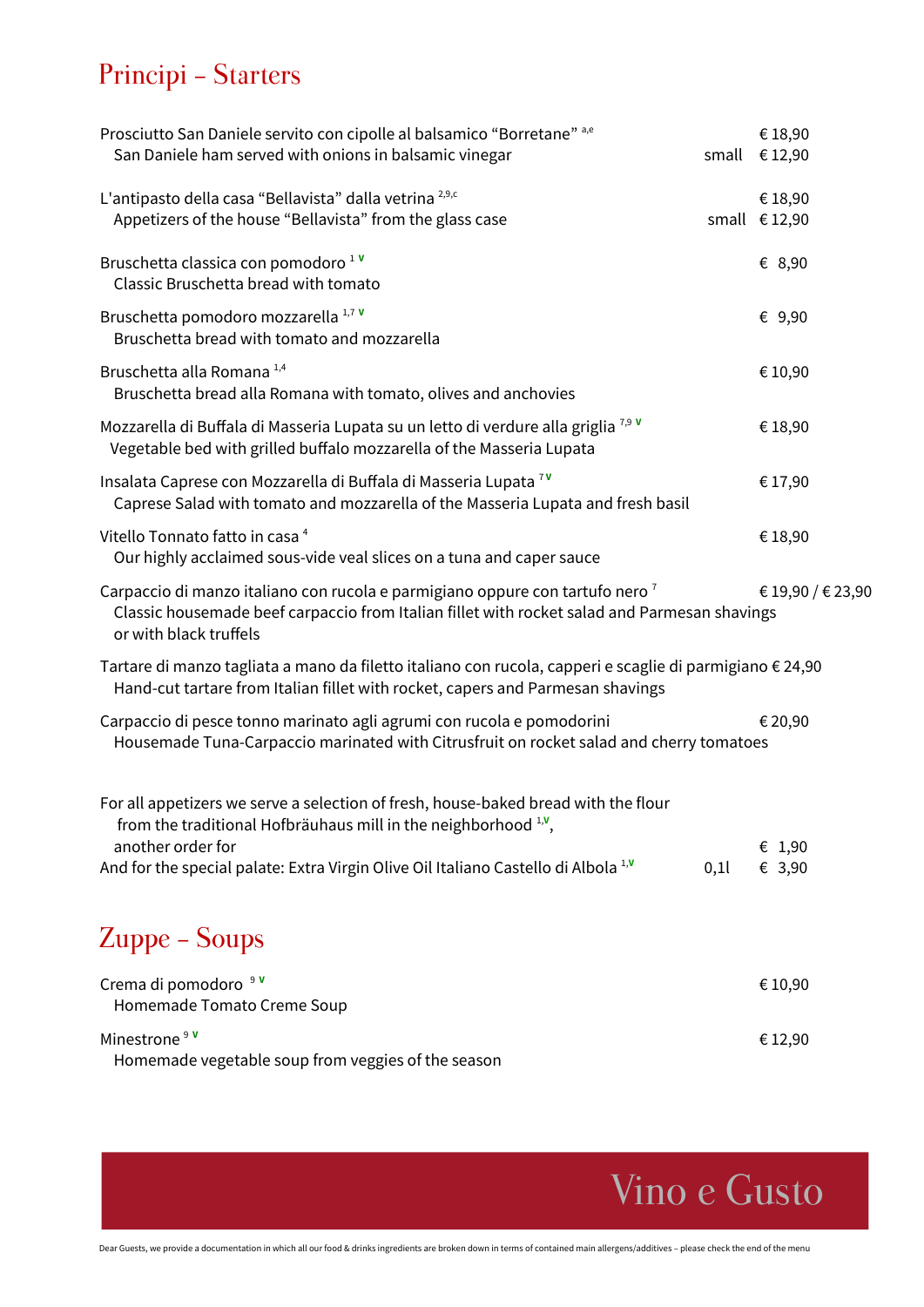# Principi – Starters

Prosciutto San Daniele servito con cipolle al balsamico “Borretane” [a,e] — € 18,90
San Daniele ham served with onions in balsamic vinegar — small € 12,90

L'antipasto della casa “Bellavista” dalla vetrina [2,9,c] — € 18,90
Appetizers of the house “Bellavista” from the glass case — small € 12,90

Bruschetta classica con pomodoro [1 V] — € 8,90
Classic Bruschetta bread with tomato

Bruschetta pomodoro mozzarella [1,7 V] — € 9,90
Bruschetta bread with tomato and mozzarella

Bruschetta alla Romana [1,4] — € 10,90
Bruschetta bread alla Romana with tomato, olives and anchovies

Mozzarella di Buffala di Masseria Lupata su un letto di verdure alla griglia [7,9 V] — € 18,90
Vegetable bed with grilled buffalo mozzarella of the Masseria Lupata

Insalata Caprese con Mozzarella di Buffala di Masseria Lupata [7 V] — € 17,90
Caprese Salad with tomato and mozzarella of the Masseria Lupata and fresh basil

Vitello Tonnato fatto in casa [4] — € 18,90
Our highly acclaimed sous-vide veal slices on a tuna and caper sauce

Carpaccio di manzo italiano con rucola e parmigiano oppure con tartufo nero [7] — € 19,90 / € 23,90
Classic housemade beef carpaccio from Italian fillet with rocket salad and Parmesan shavings or with black truffels

Tartare di manzo tagliata a mano da filetto italiano con rucola, capperi e scaglie di parmigiano — € 24,90
Hand-cut tartare from Italian fillet with rocket, capers and Parmesan shavings

Carpaccio di pesce tonno marinato agli agrumi con rucola e pomodorini — € 20,90
Housemade Tuna-Carpaccio marinated with Citrusfruit on rocket salad and cherry tomatoes

For all appetizers we serve a selection of fresh, house-baked bread with the flour from the traditional Hofbräuhaus mill in the neighborhood [1,V],
another order for — € 1,90
And for the special palate: Extra Virgin Olive Oil Italiano Castello di Albola [1,V] — 0,1l € 3,90

# Zuppe – Soups

Crema di pomodoro [9 V] — € 10,90
Homemade Tomato Creme Soup

Minestrone [9 V] — € 12,90
Homemade vegetable soup from veggies of the season

Vino e Gusto

Dear Guests, we provide a documentation in which all our food & drinks ingredients are broken down in terms of contained main allergens/additives – please check the end of the menu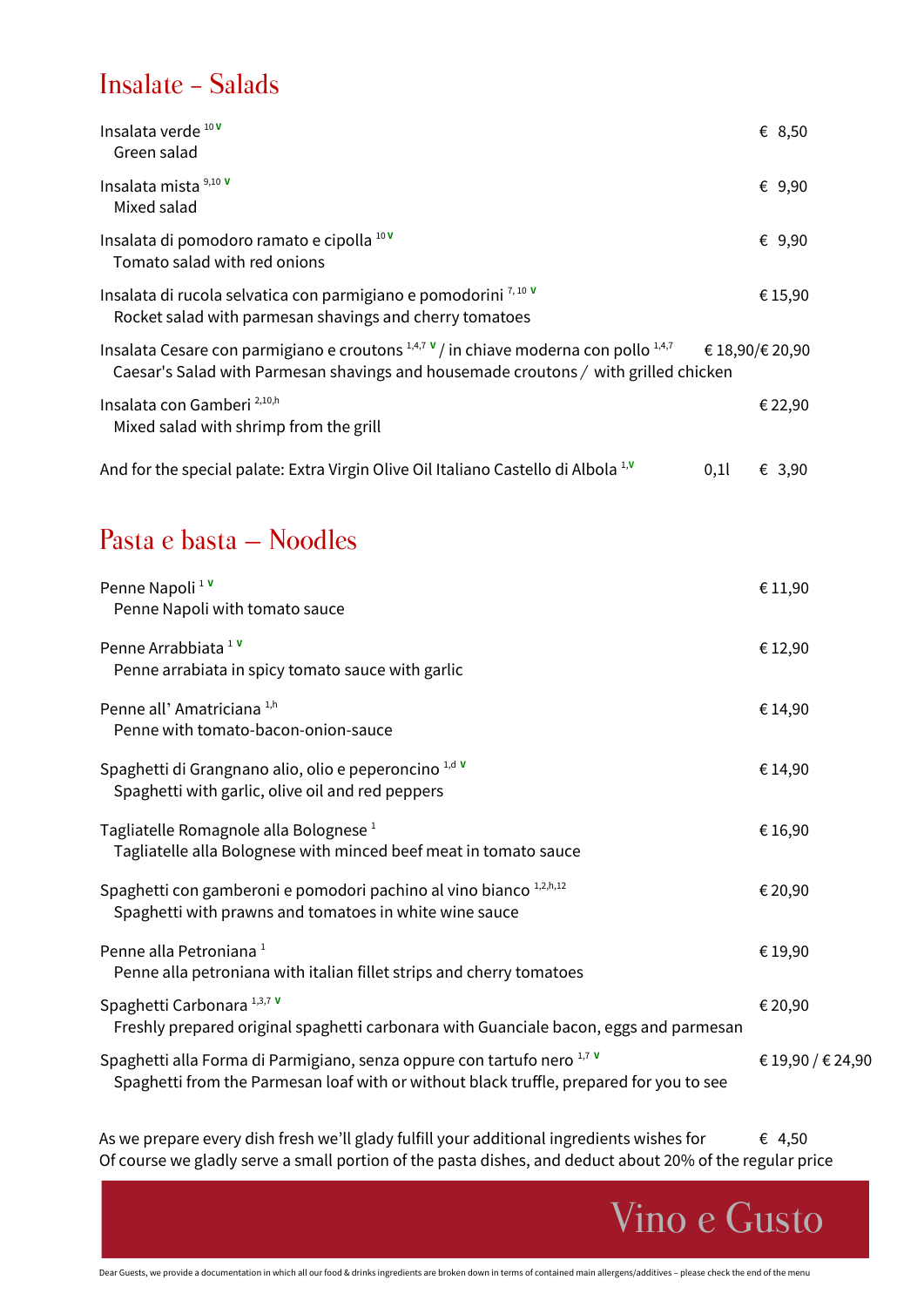## Insalate – Salads

| | | |
|---|---|---|
| Insalata verde [10 V]<br>Green salad | | € 8,50 |
| Insalata mista [9,10 V]<br>Mixed salad | | € 9,90 |
| Insalata di pomodoro ramato e cipolla [10 V]<br>Tomato salad with red onions | | € 9,90 |
| Insalata di rucola selvatica con parmigiano e pomodorini [7, 10 V]<br>Rocket salad with parmesan shavings and cherry tomatoes | | € 15,90 |
| Insalata Cesare con parmigiano e croutons [1,4,7 V] / in chiave moderna con pollo [1,4,7]<br>Caesar's Salad with Parmesan shavings and housemade croutons / with grilled chicken | | € 18,90/€ 20,90 |
| Insalata con Gamberi [2,10,h]<br>Mixed salad with shrimp from the grill | | € 22,90 |
| And for the special palate: Extra Virgin Olive Oil Italiano Castello di Albola [1,V] | 0,1l | € 3,90 |

## Pasta e basta – Noodles

| | |
|---|---|
| Penne Napoli [1 V]<br>Penne Napoli with tomato sauce | € 11,90 |
| Penne Arrabbiata [1 V]<br>Penne arrabiata in spicy tomato sauce with garlic | € 12,90 |
| Penne all' Amatriciana [1,h]<br>Penne with tomato-bacon-onion-sauce | € 14,90 |
| Spaghetti di Grangnano alio, olio e peperoncino [1,d V]<br>Spaghetti with garlic, olive oil and red peppers | € 14,90 |
| Tagliatelle Romagnole alla Bolognese [1]<br>Tagliatelle alla Bolognese with minced beef meat in tomato sauce | € 16,90 |
| Spaghetti con gamberoni e pomodori pachino al vino bianco [1,2,h,12]<br>Spaghetti with prawns and tomatoes in white wine sauce | € 20,90 |
| Penne alla Petroniana [1]<br>Penne alla petroniana with italian fillet strips and cherry tomatoes | € 19,90 |
| Spaghetti Carbonara [1,3,7 V]<br>Freshly prepared original spaghetti carbonara with Guanciale bacon, eggs and parmesan | € 20,90 |
| Spaghetti alla Forma di Parmigiano, senza oppure con tartufo nero [1,7 V]<br>Spaghetti from the Parmesan loaf with or without black truffle, prepared for you to see | € 19,90 / € 24,90 |

As we prepare every dish fresh we'll glady fulfill your additional ingredients wishes for € 4,50
Of course we gladly serve a small portion of the pasta dishes, and deduct about 20% of the regular price

Vino e Gusto

Dear Guests, we provide a documentation in which all our food & drinks ingredients are broken down in terms of contained main allergens/additives – please check the end of the menu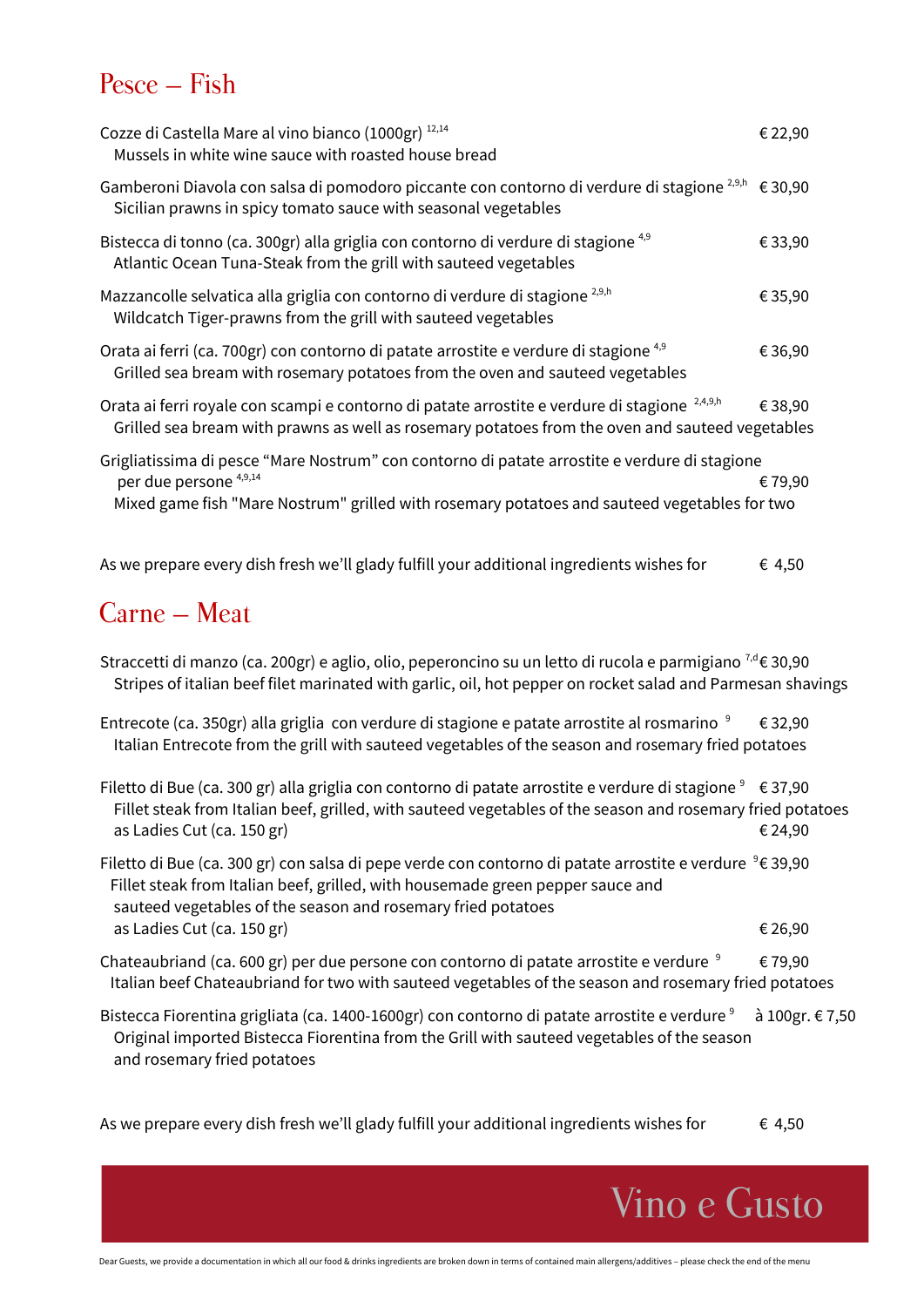## Pesce – Fish

Cozze di Castella Mare al vino bianco (1000gr) [12,14] € 22,90
Mussels in white wine sauce with roasted house bread

Gamberoni Diavola con salsa di pomodoro piccante con contorno di verdure di stagione [2,9,h] € 30,90
Sicilian prawns in spicy tomato sauce with seasonal vegetables

Bistecca di tonno (ca. 300gr) alla griglia con contorno di verdure di stagione [4,9] € 33,90
Atlantic Ocean Tuna-Steak from the grill with sauteed vegetables

Mazzancolle selvatica alla griglia con contorno di verdure di stagione [2,9,h] € 35,90
Wildcatch Tiger-prawns from the grill with sauteed vegetables

Orata ai ferri (ca. 700gr) con contorno di patate arrostite e verdure di stagione [4,9] € 36,90
Grilled sea bream with rosemary potatoes from the oven and sauteed vegetables

Orata ai ferri royale con scampi e contorno di patate arrostite e verdure di stagione [2,4,9,h] € 38,90
Grilled sea bream with prawns as well as rosemary potatoes from the oven and sauteed vegetables

Grigliatissima di pesce "Mare Nostrum" con contorno di patate arrostite e verdure di stagione per due persone [4,9,14] € 79,90
Mixed game fish "Mare Nostrum" grilled with rosemary potatoes and sauteed vegetables for two

As we prepare every dish fresh we'll glady fulfill your additional ingredients wishes for € 4,50

## Carne – Meat

Straccetti di manzo (ca. 200gr) e aglio, olio, peperoncino su un letto di rucola e parmigiano [7,d] € 30,90
Stripes of italian beef filet marinated with garlic, oil, hot pepper on rocket salad and Parmesan shavings

Entrecote (ca. 350gr) alla griglia con verdure di stagione e patate arrostite al rosmarino [9] € 32,90
Italian Entrecote from the grill with sauteed vegetables of the season and rosemary fried potatoes

Filetto di Bue (ca. 300 gr) alla griglia con contorno di patate arrostite e verdure di stagione [9] € 37,90
Fillet steak from Italian beef, grilled, with sauteed vegetables of the season and rosemary fried potatoes
as Ladies Cut (ca. 150 gr) € 24,90

Filetto di Bue (ca. 300 gr) con salsa di pepe verde con contorno di patate arrostite e verdure [9] € 39,90
Fillet steak from Italian beef, grilled, with housemade green pepper sauce and sauteed vegetables of the season and rosemary fried potatoes
as Ladies Cut (ca. 150 gr) € 26,90

Chateaubriand (ca. 600 gr) per due persone con contorno di patate arrostite e verdure [9] € 79,90
Italian beef Chateaubriand for two with sauteed vegetables of the season and rosemary fried potatoes

Bistecca Fiorentina grigliata (ca. 1400-1600gr) con contorno di patate arrostite e verdure [9] à 100gr. € 7,50
Original imported Bistecca Fiorentina from the Grill with sauteed vegetables of the season and rosemary fried potatoes

As we prepare every dish fresh we'll glady fulfill your additional ingredients wishes for € 4,50

Vino e Gusto

Dear Guests, we provide a documentation in which all our food & drinks ingredients are broken down in terms of contained main allergens/additives – please check the end of the menu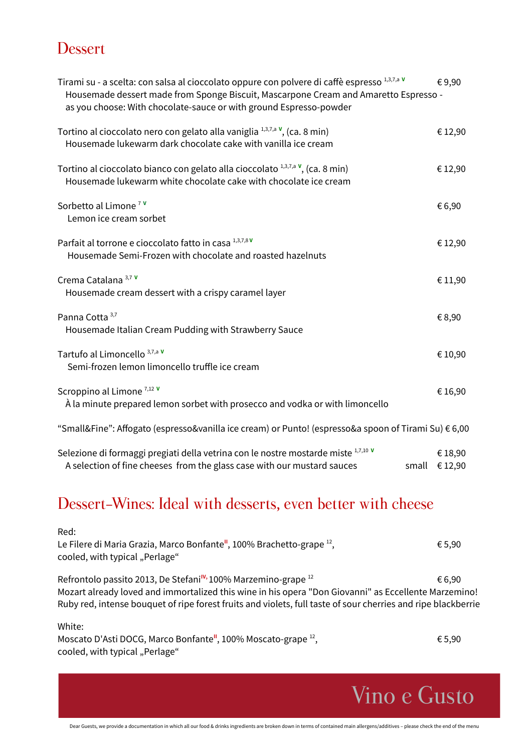# Dessert

Tirami su - a scelta: con salsa al cioccolato oppure con polvere di caffè espresso [1,3,7,a] V — € 9,90
Housemade dessert made from Sponge Biscuit, Mascarpone Cream and Amaretto Espresso - as you choose: With chocolate-sauce or with ground Espresso-powder

Tortino al cioccolato nero con gelato alla vaniglia [1,3,7,a] V, (ca. 8 min) — € 12,90
Housemade lukewarm dark chocolate cake with vanilla ice cream

Tortino al cioccolato bianco con gelato alla cioccolato [1,3,7,a] V, (ca. 8 min) — € 12,90
Housemade lukewarm white chocolate cake with chocolate ice cream

Sorbetto al Limone [7] V — € 6,90
Lemon ice cream sorbet

Parfait al torrone e cioccolato fatto in casa [1,3,7,8] V — € 12,90
Housemade Semi-Frozen with chocolate and roasted hazelnuts

Crema Catalana [3,7] V — € 11,90
Housemade cream dessert with a crispy caramel layer

Panna Cotta [3,7] — € 8,90
Housemade Italian Cream Pudding with Strawberry Sauce

Tartufo al Limoncello [3,7,a] V — € 10,90
Semi-frozen lemon limoncello truffle ice cream

Scroppino al Limone [7,12] V — € 16,90
À la minute prepared lemon sorbet with prosecco and vodka or with limoncello

"Small&Fine": Affogato (espresso&vanilla ice cream) or Punto! (espresso&a spoon of Tirami Su) € 6,00

Selezione di formaggi pregiati della vetrina con le nostre mostarde miste [1,7,10] V — € 18,90
A selection of fine cheeses from the glass case with our mustard sauces — small € 12,90

# Dessert-Wines: Ideal with desserts, even better with cheese

Red:
Le Filere di Maria Grazia, Marco Bonfante[II], 100% Brachetto-grape [12], cooled, with typical „Perlage" — € 5,90

Refrontolo passito 2013, De Stefani[IV], 100% Marzemino-grape [12] — € 6,90
Mozart already loved and immortalized this wine in his opera "Don Giovanni" as Eccellente Marzemino! Ruby red, intense bouquet of ripe forest fruits and violets, full taste of sour cherries and ripe blackberrie

White:
Moscato D'Asti DOCG, Marco Bonfante[II], 100% Moscato-grape [12], cooled, with typical „Perlage" — € 5,90

Vino e Gusto

Dear Guests, we provide a documentation in which all our food & drinks ingredients are broken down in terms of contained main allergens/additives – please check the end of the menu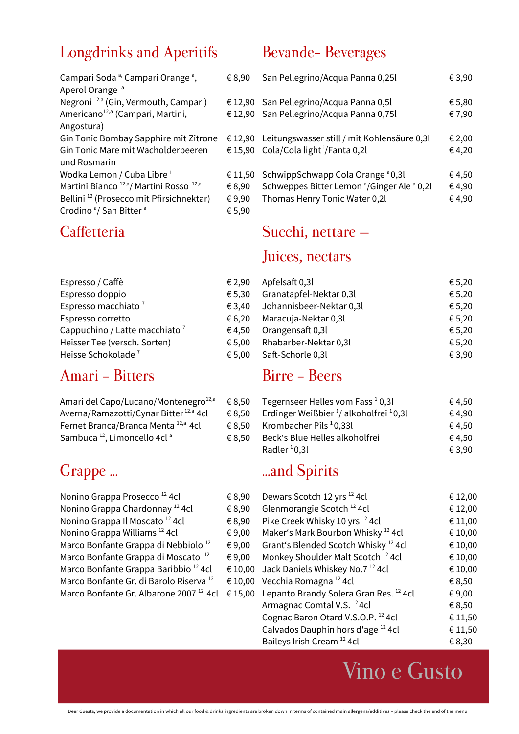## Longdrinks and Aperitifs

| | |
|---|---|
| Campari Soda [a], Campari Orange [a], Aperol Orange [a] | € 8,90 |
| Negroni [12,a] (Gin, Vermouth, Campari) | € 12,90 |
| Americano[12,a] (Campari, Martini, Angostura) | € 12,90 |
| Gin Tonic Bombay Sapphire mit Zitrone | € 12,90 |
| Gin Tonic Mare mit Wacholderbeeren und Rosmarin | € 15,90 |
| Wodka Lemon / Cuba Libre [i] | € 11,50 |
| Martini Bianco [12,a]/ Martini Rosso [12,a] | € 8,90 |
| Bellini [12] (Prosecco mit Pfirsichnektar) | € 9,90 |
| Crodino [a]/ San Bitter [a] | € 5,90 |

## Caffetteria

| | |
|---|---|
| Espresso / Caffè | € 2,90 |
| Espresso doppio | € 5,30 |
| Espresso macchiato [7] | € 3,40 |
| Espresso corretto | € 6,20 |
| Cappuchino / Latte macchiato [7] | € 4,50 |
| Heisser Tee (versch. Sorten) | € 5,00 |
| Heisse Schokolade [7] | € 5,00 |

## Amari – Bitters

| | |
|---|---|
| Amari del Capo/Lucano/Montenegro[12,a] | € 8,50 |
| Averna/Ramazotti/Cynar Bitter [12,a] 4cl | € 8,50 |
| Fernet Branca/Branca Menta [12,a] 4cl | € 8,50 |
| Sambuca [12], Limoncello 4cl [a] | € 8,50 |

## Grappe ...

| | |
|---|---|
| Nonino Grappa Prosecco [12] 4cl | € 8,90 |
| Nonino Grappa Chardonnay [12] 4cl | € 8,90 |
| Nonino Grappa Il Moscato [12] 4cl | € 8,90 |
| Nonino Grappa Williams [12] 4cl | € 9,00 |
| Marco Bonfante Grappa di Nebbiolo [12] | € 9,00 |
| Marco Bonfante Grappa di Moscato [12] | € 9,00 |
| Marco Bonfante Grappa Baribbio [12] 4cl | € 10,00 |
| Marco Bonfante Gr. di Barolo Riserva [12] | € 10,00 |
| Marco Bonfante Gr. Albarone 2007 [12] 4cl | € 15,00 |

## Bevande- Beverages

| | |
|---|---|
| San Pellegrino/Acqua Panna 0,25l | € 3,90 |
| San Pellegrino/Acqua Panna 0,5l | € 5,80 |
| San Pellegrino/Acqua Panna 0,75l | € 7,90 |
| Leitungswasser still / mit Kohlensäure 0,3l | € 2,00 |
| Cola/Cola light [i]/Fanta 0,2l | € 4,20 |
| SchwippSchwapp Cola Orange [a] 0,3l | € 4,50 |
| Schweppes Bitter Lemon [a]/Ginger Ale [a] 0,2l | € 4,90 |
| Thomas Henry Tonic Water 0,2l | € 4,90 |

## Succhi, nettare – Juices, nectars

| | |
|---|---|
| Apfelsaft 0,3l | € 5,20 |
| Granatapfel-Nektar 0,3l | € 5,20 |
| Johannisbeer-Nektar 0,3l | € 5,20 |
| Maracuja-Nektar 0,3l | € 5,20 |
| Orangensaft 0,3l | € 5,20 |
| Rhabarber-Nektar 0,3l | € 5,20 |
| Saft-Schorle 0,3l | € 3,90 |

## Birre – Beers

| | |
|---|---|
| Tegernseer Helles vom Fass [1] 0,3l | € 4,50 |
| Erdinger Weißbier [1]/ alkoholfrei [1] 0,3l | € 4,90 |
| Krombacher Pils [1] 0,33l | € 4,50 |
| Beck's Blue Helles alkoholfrei | € 4,50 |
| Radler [1] 0,3l | € 3,90 |

## ...and Spirits

| | |
|---|---|
| Dewars Scotch 12 yrs [12] 4cl | € 12,00 |
| Glenmorangie Scotch [12] 4cl | € 12,00 |
| Pike Creek Whisky 10 yrs [12] 4cl | € 11,00 |
| Maker's Mark Bourbon Whisky [12] 4cl | € 10,00 |
| Grant's Blended Scotch Whisky [12] 4cl | € 10,00 |
| Monkey Shoulder Malt Scotch [12] 4cl | € 10,00 |
| Jack Daniels Whiskey No.7 [12] 4cl | € 10,00 |
| Vecchia Romagna [12] 4cl | € 8,50 |
| Lepanto Brandy Solera Gran Res. [12] 4cl | € 9,00 |
| Armagnac Comtal V.S. [12] 4cl | € 8,50 |
| Cognac Baron Otard V.S.O.P. [12] 4cl | € 11,50 |
| Calvados Dauphin hors d'age [12] 4cl | € 11,50 |
| Baileys Irish Cream [12] 4cl | € 8,30 |

Vino e Gusto

Dear Guests, we provide a documentation in which all our food & drinks ingredients are broken down in terms of contained main allergens/additives – please check the end of the menu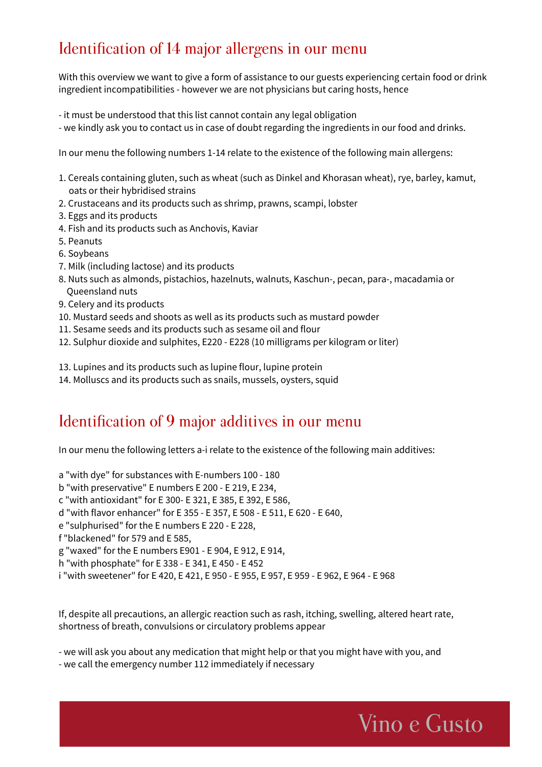## Identification of 14 major allergens in our menu

With this overview we want to give a form of assistance to our guests experiencing certain food or drink ingredient incompatibilities - however we are not physicians but caring hosts, hence

- it must be understood that this list cannot contain any legal obligation
- we kindly ask you to contact us in case of doubt regarding the ingredients in our food and drinks.

In our menu the following numbers 1-14 relate to the existence of the following main allergens:

1. Cereals containing gluten, such as wheat (such as Dinkel and Khorasan wheat), rye, barley, kamut, oats or their hybridised strains
2. Crustaceans and its products such as shrimp, prawns, scampi, lobster
3. Eggs and its products
4. Fish and its products such as Anchovis, Kaviar
5. Peanuts
6. Soybeans
7. Milk (including lactose) and its products
8. Nuts such as almonds, pistachios, hazelnuts, walnuts, Kaschun-, pecan, para-, macadamia or Queensland nuts
9. Celery and its products
10. Mustard seeds and shoots as well as its products such as mustard powder
11. Sesame seeds and its products such as sesame oil and flour
12. Sulphur dioxide and sulphites, E220 - E228 (10 milligrams per kilogram or liter)

13. Lupines and its products such as lupine flour, lupine protein
14. Molluscs and its products such as snails, mussels, oysters, squid

## Identification of 9 major additives in our menu

In our menu the following letters a-i relate to the existence of the following main additives:

a "with dye" for substances with E-numbers 100 - 180
b "with preservative" E numbers E 200 - E 219, E 234,
c "with antioxidant" for E 300- E 321, E 385, E 392, E 586,
d "with flavor enhancer" for E 355 - E 357, E 508 - E 511, E 620 - E 640,
e "sulphurised" for the E numbers E 220 - E 228,
f "blackened" for 579 and E 585,
g "waxed" for the E numbers E901 - E 904, E 912, E 914,
h "with phosphate" for E 338 - E 341, E 450 - E 452
i "with sweetener" for E 420, E 421, E 950 - E 955, E 957, E 959 - E 962, E 964 - E 968

If, despite all precautions, an allergic reaction such as rash, itching, swelling, altered heart rate, shortness of breath, convulsions or circulatory problems appear

- we will ask you about any medication that might help or that you might have with you, and
- we call the emergency number 112 immediately if necessary

Vino e Gusto